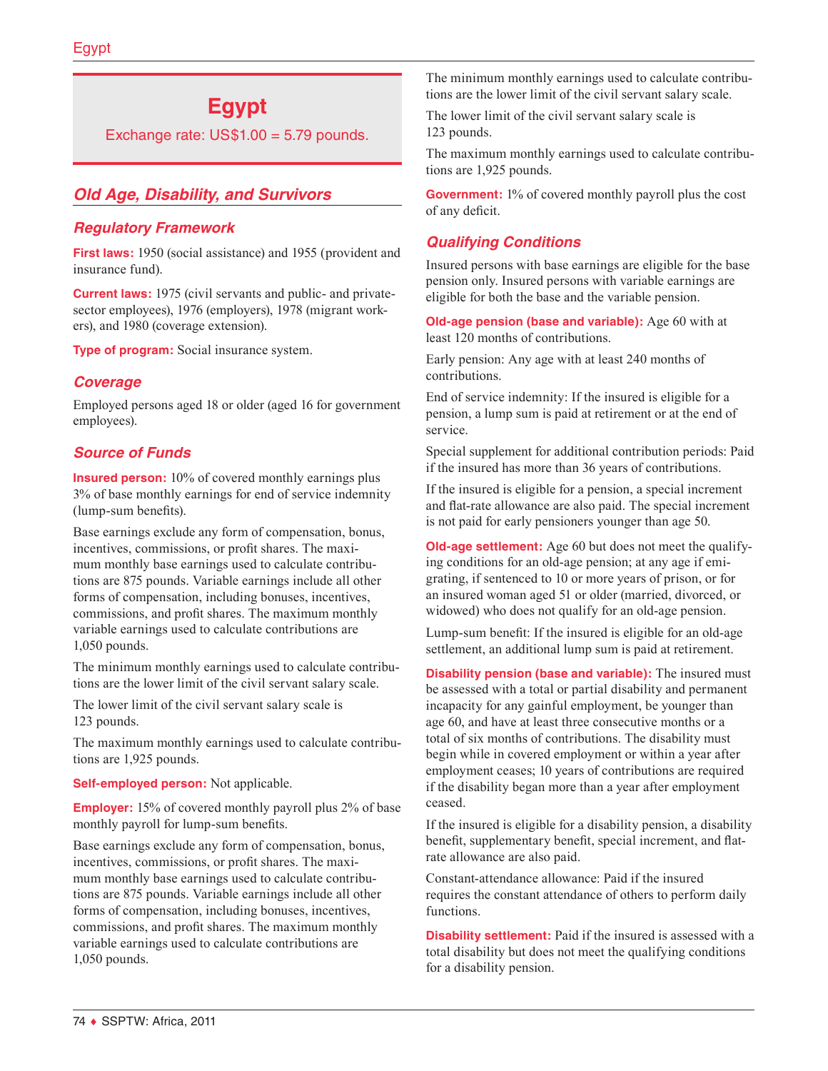# Egypt

Exchange rate: US$1.00 = 5.79 pounds.

## Old Age, Disability, and Survivors

### Regulatory Framework

**First laws:** 1950 (social assistance) and 1955 (provident and insurance fund).

**Current laws:** 1975 (civil servants and public- and private-sector employees), 1976 (employers), 1978 (migrant workers), and 1980 (coverage extension).

**Type of program:** Social insurance system.

### Coverage

Employed persons aged 18 or older (aged 16 for government employees).

### Source of Funds

**Insured person:** 10% of covered monthly earnings plus 3% of base monthly earnings for end of service indemnity (lump-sum benefits).

Base earnings exclude any form of compensation, bonus, incentives, commissions, or profit shares. The maximum monthly base earnings used to calculate contributions are 875 pounds. Variable earnings include all other forms of compensation, including bonuses, incentives, commissions, and profit shares. The maximum monthly variable earnings used to calculate contributions are 1,050 pounds.

The minimum monthly earnings used to calculate contributions are the lower limit of the civil servant salary scale.

The lower limit of the civil servant salary scale is 123 pounds.

The maximum monthly earnings used to calculate contributions are 1,925 pounds.

**Self-employed person:** Not applicable.

**Employer:** 15% of covered monthly payroll plus 2% of base monthly payroll for lump-sum benefits.

Base earnings exclude any form of compensation, bonus, incentives, commissions, or profit shares. The maximum monthly base earnings used to calculate contributions are 875 pounds. Variable earnings include all other forms of compensation, including bonuses, incentives, commissions, and profit shares. The maximum monthly variable earnings used to calculate contributions are 1,050 pounds.

The minimum monthly earnings used to calculate contributions are the lower limit of the civil servant salary scale.

The lower limit of the civil servant salary scale is 123 pounds.

The maximum monthly earnings used to calculate contributions are 1,925 pounds.

**Government:** 1% of covered monthly payroll plus the cost of any deficit.

### Qualifying Conditions

Insured persons with base earnings are eligible for the base pension only. Insured persons with variable earnings are eligible for both the base and the variable pension.

**Old-age pension (base and variable):** Age 60 with at least 120 months of contributions.

Early pension: Any age with at least 240 months of contributions.

End of service indemnity: If the insured is eligible for a pension, a lump sum is paid at retirement or at the end of service.

Special supplement for additional contribution periods: Paid if the insured has more than 36 years of contributions.

If the insured is eligible for a pension, a special increment and flat-rate allowance are also paid. The special increment is not paid for early pensioners younger than age 50.

**Old-age settlement:** Age 60 but does not meet the qualifying conditions for an old-age pension; at any age if emigrating, if sentenced to 10 or more years of prison, or for an insured woman aged 51 or older (married, divorced, or widowed) who does not qualify for an old-age pension.

Lump-sum benefit: If the insured is eligible for an old-age settlement, an additional lump sum is paid at retirement.

**Disability pension (base and variable):** The insured must be assessed with a total or partial disability and permanent incapacity for any gainful employment, be younger than age 60, and have at least three consecutive months or a total of six months of contributions. The disability must begin while in covered employment or within a year after employment ceases; 10 years of contributions are required if the disability began more than a year after employment ceased.

If the insured is eligible for a disability pension, a disability benefit, supplementary benefit, special increment, and flat-rate allowance are also paid.

Constant-attendance allowance: Paid if the insured requires the constant attendance of others to perform daily functions.

**Disability settlement:** Paid if the insured is assessed with a total disability but does not meet the qualifying conditions for a disability pension.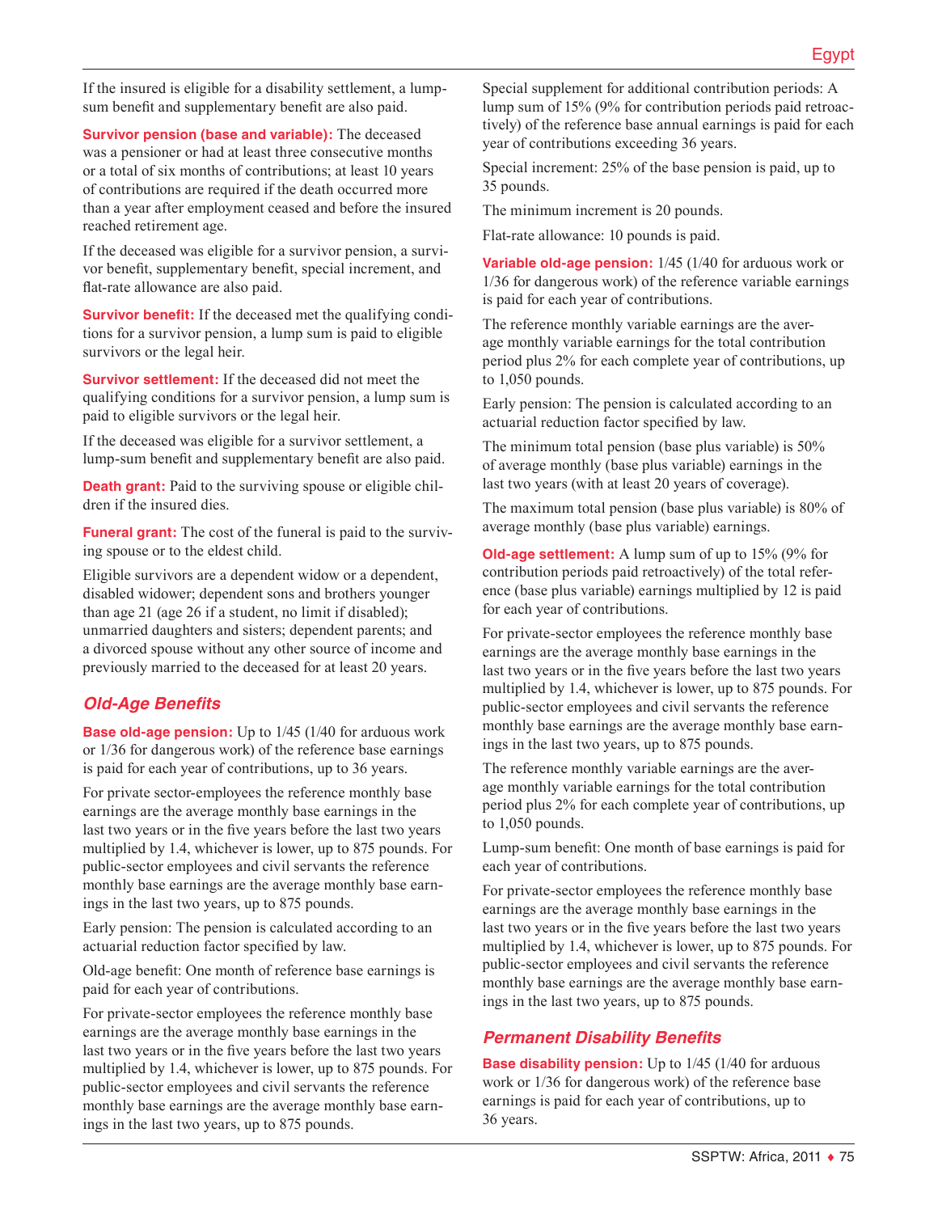If the insured is eligible for a disability settlement, a lump-sum benefit and supplementary benefit are also paid.

**Survivor pension (base and variable):** The deceased was a pensioner or had at least three consecutive months or a total of six months of contributions; at least 10 years of contributions are required if the death occurred more than a year after employment ceased and before the insured reached retirement age.

If the deceased was eligible for a survivor pension, a survivor benefit, supplementary benefit, special increment, and flat-rate allowance are also paid.

**Survivor benefit:** If the deceased met the qualifying conditions for a survivor pension, a lump sum is paid to eligible survivors or the legal heir.

**Survivor settlement:** If the deceased did not meet the qualifying conditions for a survivor pension, a lump sum is paid to eligible survivors or the legal heir.

If the deceased was eligible for a survivor settlement, a lump-sum benefit and supplementary benefit are also paid.

**Death grant:** Paid to the surviving spouse or eligible children if the insured dies.

**Funeral grant:** The cost of the funeral is paid to the surviving spouse or to the eldest child.

Eligible survivors are a dependent widow or a dependent, disabled widower; dependent sons and brothers younger than age 21 (age 26 if a student, no limit if disabled); unmarried daughters and sisters; dependent parents; and a divorced spouse without any other source of income and previously married to the deceased for at least 20 years.

## Old-Age Benefits

**Base old-age pension:** Up to 1/45 (1/40 for arduous work or 1/36 for dangerous work) of the reference base earnings is paid for each year of contributions, up to 36 years.

For private sector-employees the reference monthly base earnings are the average monthly base earnings in the last two years or in the five years before the last two years multiplied by 1.4, whichever is lower, up to 875 pounds. For public-sector employees and civil servants the reference monthly base earnings are the average monthly base earnings in the last two years, up to 875 pounds.

Early pension: The pension is calculated according to an actuarial reduction factor specified by law.

Old-age benefit: One month of reference base earnings is paid for each year of contributions.

For private-sector employees the reference monthly base earnings are the average monthly base earnings in the last two years or in the five years before the last two years multiplied by 1.4, whichever is lower, up to 875 pounds. For public-sector employees and civil servants the reference monthly base earnings are the average monthly base earnings in the last two years, up to 875 pounds.

Special supplement for additional contribution periods: A lump sum of 15% (9% for contribution periods paid retroactively) of the reference base annual earnings is paid for each year of contributions exceeding 36 years.

Special increment: 25% of the base pension is paid, up to 35 pounds.

The minimum increment is 20 pounds.

Flat-rate allowance: 10 pounds is paid.

**Variable old-age pension:** 1/45 (1/40 for arduous work or 1/36 for dangerous work) of the reference variable earnings is paid for each year of contributions.

The reference monthly variable earnings are the average monthly variable earnings for the total contribution period plus 2% for each complete year of contributions, up to 1,050 pounds.

Early pension: The pension is calculated according to an actuarial reduction factor specified by law.

The minimum total pension (base plus variable) is 50% of average monthly (base plus variable) earnings in the last two years (with at least 20 years of coverage).

The maximum total pension (base plus variable) is 80% of average monthly (base plus variable) earnings.

**Old-age settlement:** A lump sum of up to 15% (9% for contribution periods paid retroactively) of the total reference (base plus variable) earnings multiplied by 12 is paid for each year of contributions.

For private-sector employees the reference monthly base earnings are the average monthly base earnings in the last two years or in the five years before the last two years multiplied by 1.4, whichever is lower, up to 875 pounds. For public-sector employees and civil servants the reference monthly base earnings are the average monthly base earnings in the last two years, up to 875 pounds.

The reference monthly variable earnings are the average monthly variable earnings for the total contribution period plus 2% for each complete year of contributions, up to 1,050 pounds.

Lump-sum benefit: One month of base earnings is paid for each year of contributions.

For private-sector employees the reference monthly base earnings are the average monthly base earnings in the last two years or in the five years before the last two years multiplied by 1.4, whichever is lower, up to 875 pounds. For public-sector employees and civil servants the reference monthly base earnings are the average monthly base earnings in the last two years, up to 875 pounds.

## Permanent Disability Benefits

**Base disability pension:** Up to 1/45 (1/40 for arduous work or 1/36 for dangerous work) of the reference base earnings is paid for each year of contributions, up to 36 years.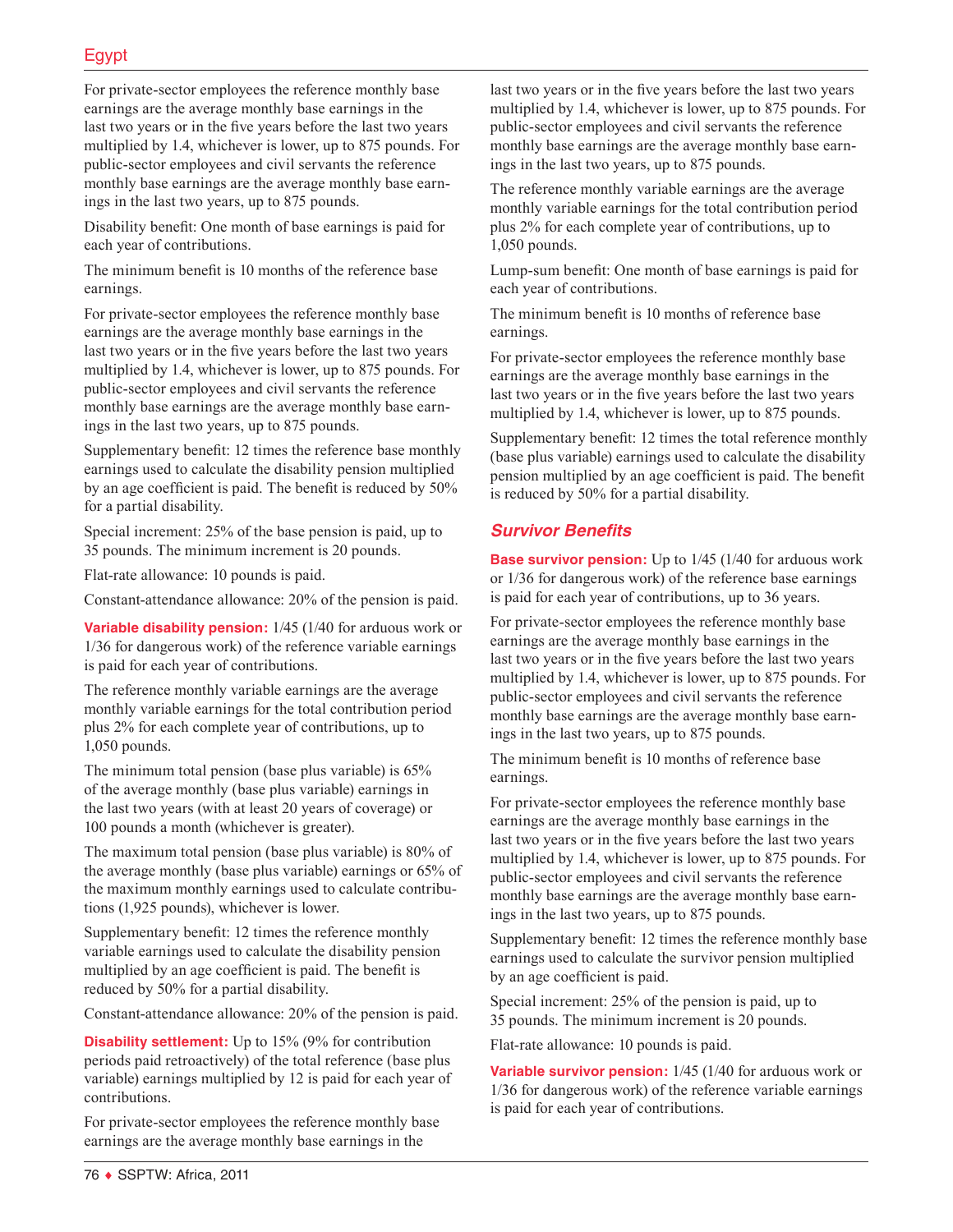For private-sector employees the reference monthly base earnings are the average monthly base earnings in the last two years or in the five years before the last two years multiplied by 1.4, whichever is lower, up to 875 pounds. For public-sector employees and civil servants the reference monthly base earnings are the average monthly base earnings in the last two years, up to 875 pounds.

Disability benefit: One month of base earnings is paid for each year of contributions.

The minimum benefit is 10 months of the reference base earnings.

For private-sector employees the reference monthly base earnings are the average monthly base earnings in the last two years or in the five years before the last two years multiplied by 1.4, whichever is lower, up to 875 pounds. For public-sector employees and civil servants the reference monthly base earnings are the average monthly base earnings in the last two years, up to 875 pounds.

Supplementary benefit: 12 times the reference base monthly earnings used to calculate the disability pension multiplied by an age coefficient is paid. The benefit is reduced by 50% for a partial disability.

Special increment: 25% of the base pension is paid, up to 35 pounds. The minimum increment is 20 pounds.

Flat-rate allowance: 10 pounds is paid.

Constant-attendance allowance: 20% of the pension is paid.

**Variable disability pension:** 1/45 (1/40 for arduous work or 1/36 for dangerous work) of the reference variable earnings is paid for each year of contributions.

The reference monthly variable earnings are the average monthly variable earnings for the total contribution period plus 2% for each complete year of contributions, up to 1,050 pounds.

The minimum total pension (base plus variable) is 65% of the average monthly (base plus variable) earnings in the last two years (with at least 20 years of coverage) or 100 pounds a month (whichever is greater).

The maximum total pension (base plus variable) is 80% of the average monthly (base plus variable) earnings or 65% of the maximum monthly earnings used to calculate contributions (1,925 pounds), whichever is lower.

Supplementary benefit: 12 times the reference monthly variable earnings used to calculate the disability pension multiplied by an age coefficient is paid. The benefit is reduced by 50% for a partial disability.

Constant-attendance allowance: 20% of the pension is paid.

**Disability settlement:** Up to 15% (9% for contribution periods paid retroactively) of the total reference (base plus variable) earnings multiplied by 12 is paid for each year of contributions.

For private-sector employees the reference monthly base earnings are the average monthly base earnings in the last two years or in the five years before the last two years multiplied by 1.4, whichever is lower, up to 875 pounds. For public-sector employees and civil servants the reference monthly base earnings are the average monthly base earnings in the last two years, up to 875 pounds.

The reference monthly variable earnings are the average monthly variable earnings for the total contribution period plus 2% for each complete year of contributions, up to 1,050 pounds.

Lump-sum benefit: One month of base earnings is paid for each year of contributions.

The minimum benefit is 10 months of reference base earnings.

For private-sector employees the reference monthly base earnings are the average monthly base earnings in the last two years or in the five years before the last two years multiplied by 1.4, whichever is lower, up to 875 pounds.

Supplementary benefit: 12 times the total reference monthly (base plus variable) earnings used to calculate the disability pension multiplied by an age coefficient is paid. The benefit is reduced by 50% for a partial disability.

## Survivor Benefits

**Base survivor pension:** Up to 1/45 (1/40 for arduous work or 1/36 for dangerous work) of the reference base earnings is paid for each year of contributions, up to 36 years.

For private-sector employees the reference monthly base earnings are the average monthly base earnings in the last two years or in the five years before the last two years multiplied by 1.4, whichever is lower, up to 875 pounds. For public-sector employees and civil servants the reference monthly base earnings are the average monthly base earnings in the last two years, up to 875 pounds.

The minimum benefit is 10 months of reference base earnings.

For private-sector employees the reference monthly base earnings are the average monthly base earnings in the last two years or in the five years before the last two years multiplied by 1.4, whichever is lower, up to 875 pounds. For public-sector employees and civil servants the reference monthly base earnings are the average monthly base earnings in the last two years, up to 875 pounds.

Supplementary benefit: 12 times the reference monthly base earnings used to calculate the survivor pension multiplied by an age coefficient is paid.

Special increment: 25% of the pension is paid, up to 35 pounds. The minimum increment is 20 pounds.

Flat-rate allowance: 10 pounds is paid.

**Variable survivor pension:** 1/45 (1/40 for arduous work or 1/36 for dangerous work) of the reference variable earnings is paid for each year of contributions.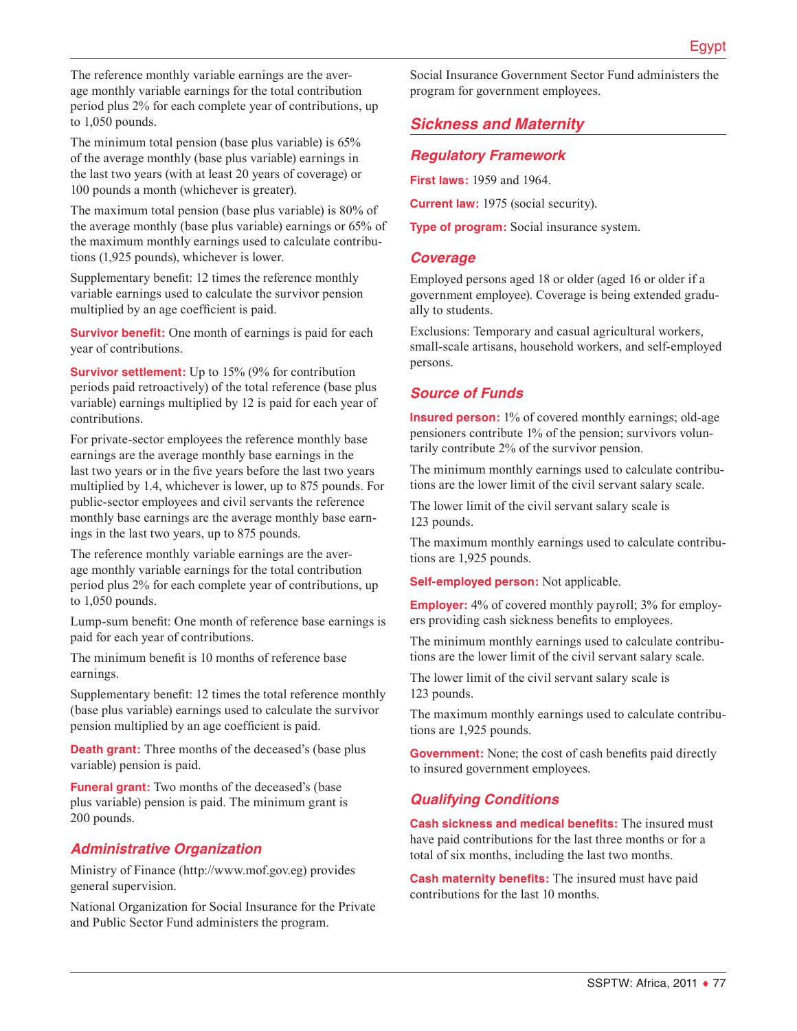The reference monthly variable earnings are the average monthly variable earnings for the total contribution period plus 2% for each complete year of contributions, up to 1,050 pounds.

The minimum total pension (base plus variable) is 65% of the average monthly (base plus variable) earnings in the last two years (with at least 20 years of coverage) or 100 pounds a month (whichever is greater).

The maximum total pension (base plus variable) is 80% of the average monthly (base plus variable) earnings or 65% of the maximum monthly earnings used to calculate contributions (1,925 pounds), whichever is lower.

Supplementary benefit: 12 times the reference monthly variable earnings used to calculate the survivor pension multiplied by an age coefficient is paid.

**Survivor benefit:** One month of earnings is paid for each year of contributions.

**Survivor settlement:** Up to 15% (9% for contribution periods paid retroactively) of the total reference (base plus variable) earnings multiplied by 12 is paid for each year of contributions.

For private-sector employees the reference monthly base earnings are the average monthly base earnings in the last two years or in the five years before the last two years multiplied by 1.4, whichever is lower, up to 875 pounds. For public-sector employees and civil servants the reference monthly base earnings are the average monthly base earnings in the last two years, up to 875 pounds.

The reference monthly variable earnings are the average monthly variable earnings for the total contribution period plus 2% for each complete year of contributions, up to 1,050 pounds.

Lump-sum benefit: One month of reference base earnings is paid for each year of contributions.

The minimum benefit is 10 months of reference base earnings.

Supplementary benefit: 12 times the total reference monthly (base plus variable) earnings used to calculate the survivor pension multiplied by an age coefficient is paid.

**Death grant:** Three months of the deceased's (base plus variable) pension is paid.

**Funeral grant:** Two months of the deceased's (base plus variable) pension is paid. The minimum grant is 200 pounds.

### *Administrative Organization*

Ministry of Finance (http://www.mof.gov.eg) provides general supervision.

National Organization for Social Insurance for the Private and Public Sector Fund administers the program.

Social Insurance Government Sector Fund administers the program for government employees.

## *Sickness and Maternity*

### *Regulatory Framework*

**First laws:** 1959 and 1964.

**Current law:** 1975 (social security).

**Type of program:** Social insurance system.

### *Coverage*

Employed persons aged 18 or older (aged 16 or older if a government employee). Coverage is being extended gradually to students.

Exclusions: Temporary and casual agricultural workers, small-scale artisans, household workers, and self-employed persons.

### *Source of Funds*

**Insured person:** 1% of covered monthly earnings; old-age pensioners contribute 1% of the pension; survivors voluntarily contribute 2% of the survivor pension.

The minimum monthly earnings used to calculate contributions are the lower limit of the civil servant salary scale.

The lower limit of the civil servant salary scale is 123 pounds.

The maximum monthly earnings used to calculate contributions are 1,925 pounds.

**Self-employed person:** Not applicable.

**Employer:** 4% of covered monthly payroll; 3% for employers providing cash sickness benefits to employees.

The minimum monthly earnings used to calculate contributions are the lower limit of the civil servant salary scale.

The lower limit of the civil servant salary scale is 123 pounds.

The maximum monthly earnings used to calculate contributions are 1,925 pounds.

**Government:** None; the cost of cash benefits paid directly to insured government employees.

### *Qualifying Conditions*

**Cash sickness and medical benefits:** The insured must have paid contributions for the last three months or for a total of six months, including the last two months.

**Cash maternity benefits:** The insured must have paid contributions for the last 10 months.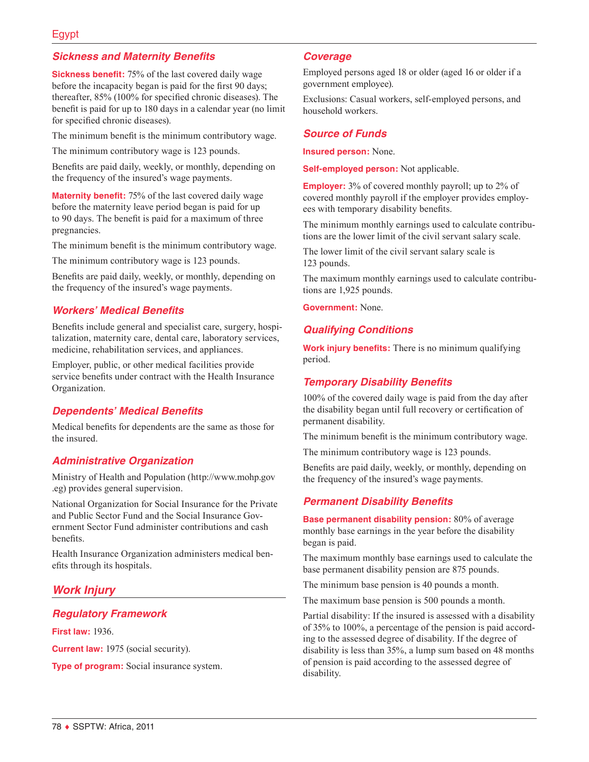### Sickness and Maternity Benefits

**Sickness benefit:** 75% of the last covered daily wage before the incapacity began is paid for the first 90 days; thereafter, 85% (100% for specified chronic diseases). The benefit is paid for up to 180 days in a calendar year (no limit for specified chronic diseases).

The minimum benefit is the minimum contributory wage.

The minimum contributory wage is 123 pounds.

Benefits are paid daily, weekly, or monthly, depending on the frequency of the insured's wage payments.

**Maternity benefit:** 75% of the last covered daily wage before the maternity leave period began is paid for up to 90 days. The benefit is paid for a maximum of three pregnancies.

The minimum benefit is the minimum contributory wage.

The minimum contributory wage is 123 pounds.

Benefits are paid daily, weekly, or monthly, depending on the frequency of the insured's wage payments.

### Workers' Medical Benefits

Benefits include general and specialist care, surgery, hospitalization, maternity care, dental care, laboratory services, medicine, rehabilitation services, and appliances.

Employer, public, or other medical facilities provide service benefits under contract with the Health Insurance Organization.

### Dependents' Medical Benefits

Medical benefits for dependents are the same as those for the insured.

### Administrative Organization

Ministry of Health and Population (http://www.mohp.gov.eg) provides general supervision.

National Organization for Social Insurance for the Private and Public Sector Fund and the Social Insurance Government Sector Fund administer contributions and cash benefits.

Health Insurance Organization administers medical benefits through its hospitals.

## Work Injury

### Regulatory Framework

**First law:** 1936.

**Current law:** 1975 (social security).

**Type of program:** Social insurance system.

### Coverage

Employed persons aged 18 or older (aged 16 or older if a government employee).

Exclusions: Casual workers, self-employed persons, and household workers.

### Source of Funds

**Insured person:** None.

**Self-employed person:** Not applicable.

**Employer:** 3% of covered monthly payroll; up to 2% of covered monthly payroll if the employer provides employees with temporary disability benefits.

The minimum monthly earnings used to calculate contributions are the lower limit of the civil servant salary scale.

The lower limit of the civil servant salary scale is 123 pounds.

The maximum monthly earnings used to calculate contributions are 1,925 pounds.

**Government:** None.

### Qualifying Conditions

**Work injury benefits:** There is no minimum qualifying period.

### Temporary Disability Benefits

100% of the covered daily wage is paid from the day after the disability began until full recovery or certification of permanent disability.

The minimum benefit is the minimum contributory wage.

The minimum contributory wage is 123 pounds.

Benefits are paid daily, weekly, or monthly, depending on the frequency of the insured's wage payments.

### Permanent Disability Benefits

**Base permanent disability pension:** 80% of average monthly base earnings in the year before the disability began is paid.

The maximum monthly base earnings used to calculate the base permanent disability pension are 875 pounds.

The minimum base pension is 40 pounds a month.

The maximum base pension is 500 pounds a month.

Partial disability: If the insured is assessed with a disability of 35% to 100%, a percentage of the pension is paid according to the assessed degree of disability. If the degree of disability is less than 35%, a lump sum based on 48 months of pension is paid according to the assessed degree of disability.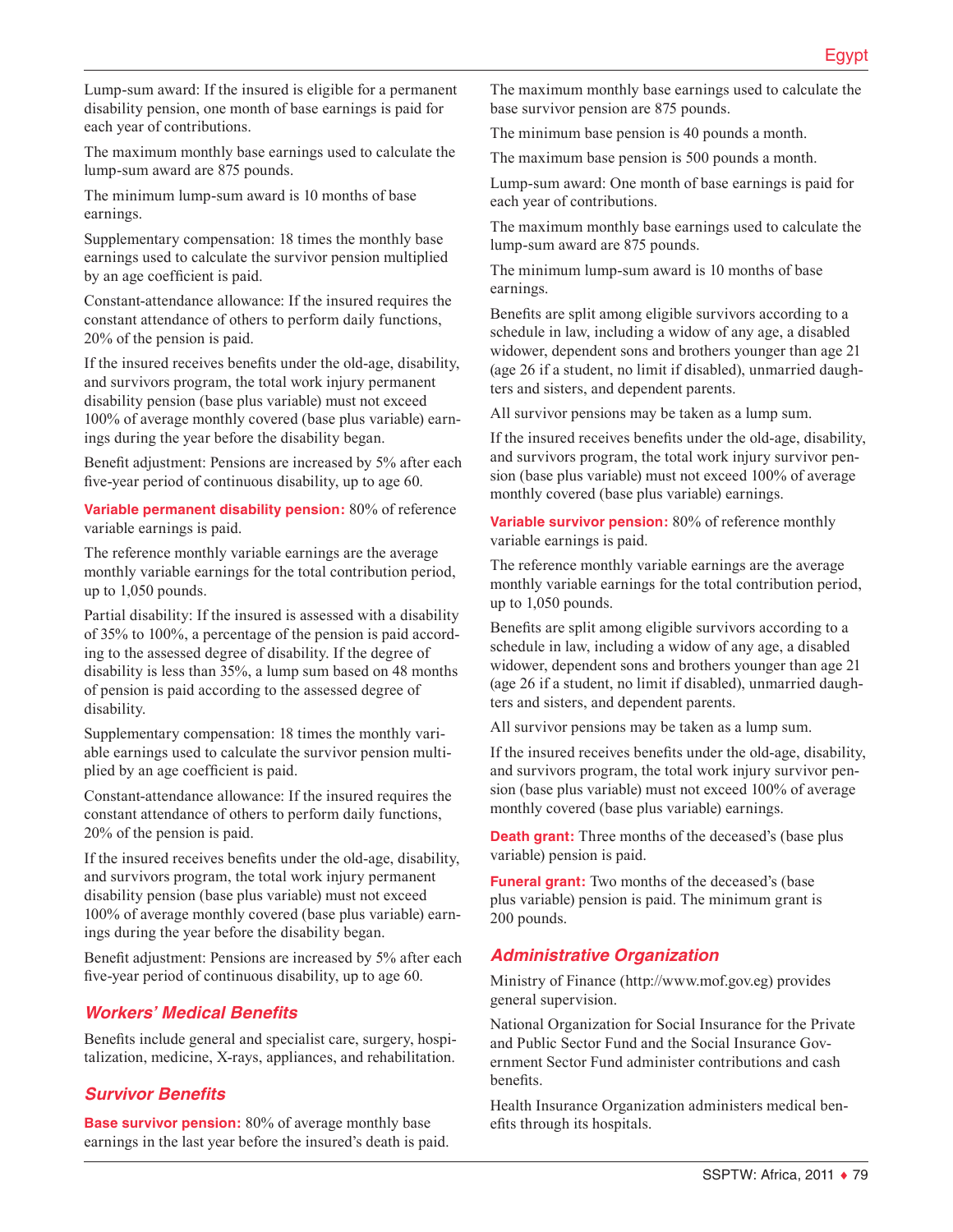Lump-sum award: If the insured is eligible for a permanent disability pension, one month of base earnings is paid for each year of contributions.

The maximum monthly base earnings used to calculate the lump-sum award are 875 pounds.

The minimum lump-sum award is 10 months of base earnings.

Supplementary compensation: 18 times the monthly base earnings used to calculate the survivor pension multiplied by an age coefficient is paid.

Constant-attendance allowance: If the insured requires the constant attendance of others to perform daily functions, 20% of the pension is paid.

If the insured receives benefits under the old-age, disability, and survivors program, the total work injury permanent disability pension (base plus variable) must not exceed 100% of average monthly covered (base plus variable) earnings during the year before the disability began.

Benefit adjustment: Pensions are increased by 5% after each five-year period of continuous disability, up to age 60.

**Variable permanent disability pension:** 80% of reference variable earnings is paid.

The reference monthly variable earnings are the average monthly variable earnings for the total contribution period, up to 1,050 pounds.

Partial disability: If the insured is assessed with a disability of 35% to 100%, a percentage of the pension is paid according to the assessed degree of disability. If the degree of disability is less than 35%, a lump sum based on 48 months of pension is paid according to the assessed degree of disability.

Supplementary compensation: 18 times the monthly variable earnings used to calculate the survivor pension multiplied by an age coefficient is paid.

Constant-attendance allowance: If the insured requires the constant attendance of others to perform daily functions, 20% of the pension is paid.

If the insured receives benefits under the old-age, disability, and survivors program, the total work injury permanent disability pension (base plus variable) must not exceed 100% of average monthly covered (base plus variable) earnings during the year before the disability began.

Benefit adjustment: Pensions are increased by 5% after each five-year period of continuous disability, up to age 60.

## *Workers' Medical Benefits*

Benefits include general and specialist care, surgery, hospitalization, medicine, X-rays, appliances, and rehabilitation.

## *Survivor Benefits*

**Base survivor pension:** 80% of average monthly base earnings in the last year before the insured's death is paid.

The maximum monthly base earnings used to calculate the base survivor pension are 875 pounds.

The minimum base pension is 40 pounds a month.

The maximum base pension is 500 pounds a month.

Lump-sum award: One month of base earnings is paid for each year of contributions.

The maximum monthly base earnings used to calculate the lump-sum award are 875 pounds.

The minimum lump-sum award is 10 months of base earnings.

Benefits are split among eligible survivors according to a schedule in law, including a widow of any age, a disabled widower, dependent sons and brothers younger than age 21 (age 26 if a student, no limit if disabled), unmarried daughters and sisters, and dependent parents.

All survivor pensions may be taken as a lump sum.

If the insured receives benefits under the old-age, disability, and survivors program, the total work injury survivor pension (base plus variable) must not exceed 100% of average monthly covered (base plus variable) earnings.

**Variable survivor pension:** 80% of reference monthly variable earnings is paid.

The reference monthly variable earnings are the average monthly variable earnings for the total contribution period, up to 1,050 pounds.

Benefits are split among eligible survivors according to a schedule in law, including a widow of any age, a disabled widower, dependent sons and brothers younger than age 21 (age 26 if a student, no limit if disabled), unmarried daughters and sisters, and dependent parents.

All survivor pensions may be taken as a lump sum.

If the insured receives benefits under the old-age, disability, and survivors program, the total work injury survivor pension (base plus variable) must not exceed 100% of average monthly covered (base plus variable) earnings.

**Death grant:** Three months of the deceased's (base plus variable) pension is paid.

**Funeral grant:** Two months of the deceased's (base plus variable) pension is paid. The minimum grant is 200 pounds.

## *Administrative Organization*

Ministry of Finance (http://www.mof.gov.eg) provides general supervision.

National Organization for Social Insurance for the Private and Public Sector Fund and the Social Insurance Government Sector Fund administer contributions and cash benefits.

Health Insurance Organization administers medical benefits through its hospitals.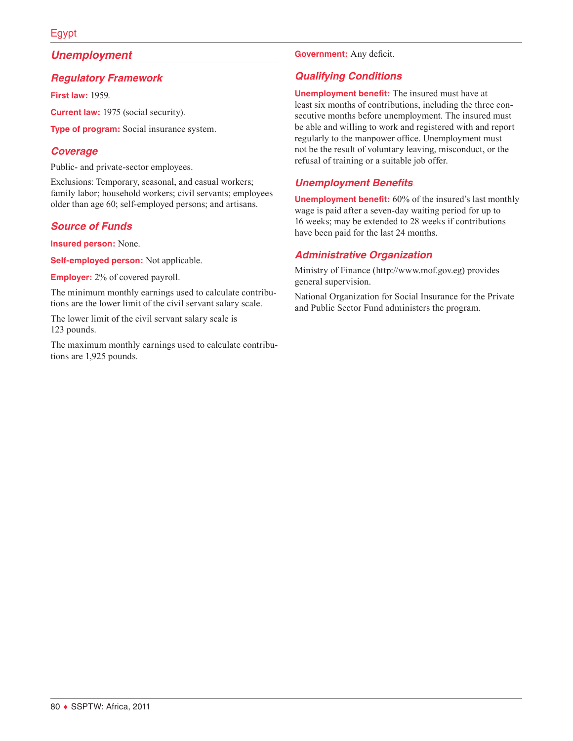## Unemployment

### Regulatory Framework

**First law:** 1959.

**Current law:** 1975 (social security).

**Type of program:** Social insurance system.

### Coverage

Public- and private-sector employees.

Exclusions: Temporary, seasonal, and casual workers; family labor; household workers; civil servants; employees older than age 60; self-employed persons; and artisans.

### Source of Funds

**Insured person:** None.

**Self-employed person:** Not applicable.

**Employer:** 2% of covered payroll.

The minimum monthly earnings used to calculate contributions are the lower limit of the civil servant salary scale.

The lower limit of the civil servant salary scale is 123 pounds.

The maximum monthly earnings used to calculate contributions are 1,925 pounds.

**Government:** Any deficit.

### Qualifying Conditions

**Unemployment benefit:** The insured must have at least six months of contributions, including the three consecutive months before unemployment. The insured must be able and willing to work and registered with and report regularly to the manpower office. Unemployment must not be the result of voluntary leaving, misconduct, or the refusal of training or a suitable job offer.

### Unemployment Benefits

**Unemployment benefit:** 60% of the insured's last monthly wage is paid after a seven-day waiting period for up to 16 weeks; may be extended to 28 weeks if contributions have been paid for the last 24 months.

### Administrative Organization

Ministry of Finance (http://www.mof.gov.eg) provides general supervision.

National Organization for Social Insurance for the Private and Public Sector Fund administers the program.